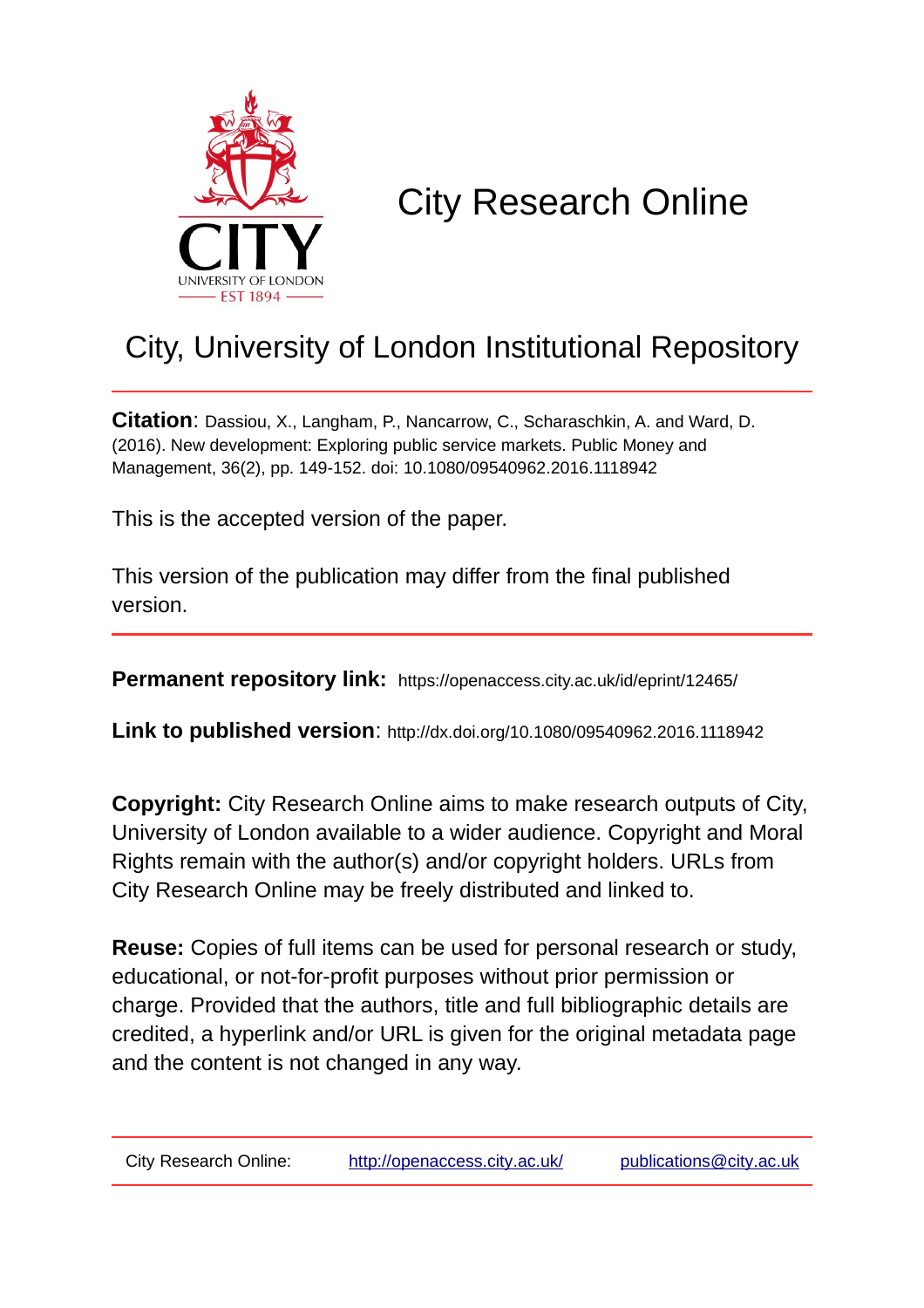# City Research Online

## City, University of London Institutional Repository

**Citation**: Dassiou, X., Langham, P., Nancarrow, C., Scharaschkin, A. and Ward, D. (2016). New development: Exploring public service markets. Public Money and Management, 36(2), pp. 149-152. doi: 10.1080/09540962.2016.1118942

This is the accepted version of the paper.

This version of the publication may differ from the final published version.

---

**Permanent repository link:** https://openaccess.city.ac.uk/id/eprint/12465/

**Link to published version**: http://dx.doi.org/10.1080/09540962.2016.1118942

**Copyright:** City Research Online aims to make research outputs of City, University of London available to a wider audience. Copyright and Moral Rights remain with the author(s) and/or copyright holders. URLs from City Research Online may be freely distributed and linked to.

**Reuse:** Copies of full items can be used for personal research or study, educational, or not-for-profit purposes without prior permission or charge. Provided that the authors, title and full bibliographic details are credited, a hyperlink and/or URL is given for the original metadata page and the content is not changed in any way.

---

City Research Online: http://openaccess.city.ac.uk/ publications@city.ac.uk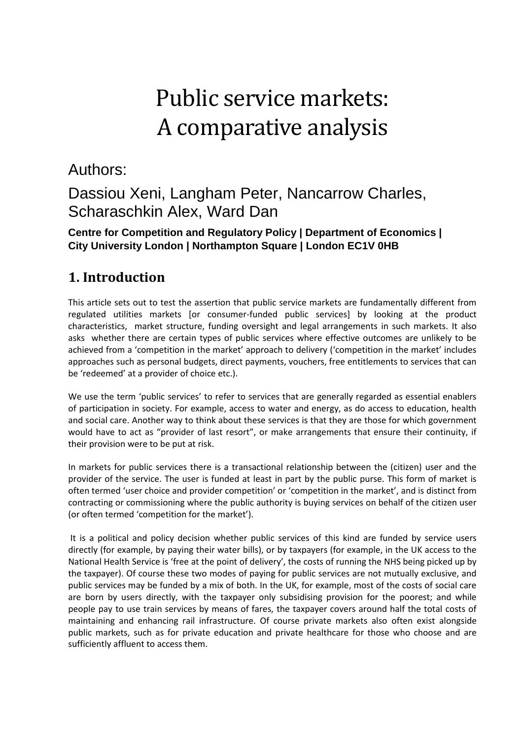# Public service markets: A comparative analysis

Authors:

Dassiou Xeni, Langham Peter, Nancarrow Charles, Scharaschkin Alex, Ward Dan

**Centre for Competition and Regulatory Policy | Department of Economics | City University London | Northampton Square | London EC1V 0HB**

## 1. Introduction

This article sets out to test the assertion that public service markets are fundamentally different from regulated utilities markets [or consumer-funded public services] by looking at the product characteristics, market structure, funding oversight and legal arrangements in such markets. It also asks whether there are certain types of public services where effective outcomes are unlikely to be achieved from a 'competition in the market' approach to delivery ('competition in the market' includes approaches such as personal budgets, direct payments, vouchers, free entitlements to services that can be 'redeemed' at a provider of choice etc.).

We use the term 'public services' to refer to services that are generally regarded as essential enablers of participation in society. For example, access to water and energy, as do access to education, health and social care. Another way to think about these services is that they are those for which government would have to act as "provider of last resort", or make arrangements that ensure their continuity, if their provision were to be put at risk.

In markets for public services there is a transactional relationship between the (citizen) user and the provider of the service. The user is funded at least in part by the public purse. This form of market is often termed 'user choice and provider competition' or 'competition in the market', and is distinct from contracting or commissioning where the public authority is buying services on behalf of the citizen user (or often termed 'competition for the market').

It is a political and policy decision whether public services of this kind are funded by service users directly (for example, by paying their water bills), or by taxpayers (for example, in the UK access to the National Health Service is 'free at the point of delivery', the costs of running the NHS being picked up by the taxpayer). Of course these two modes of paying for public services are not mutually exclusive, and public services may be funded by a mix of both. In the UK, for example, most of the costs of social care are born by users directly, with the taxpayer only subsidising provision for the poorest; and while people pay to use train services by means of fares, the taxpayer covers around half the total costs of maintaining and enhancing rail infrastructure. Of course private markets also often exist alongside public markets, such as for private education and private healthcare for those who choose and are sufficiently affluent to access them.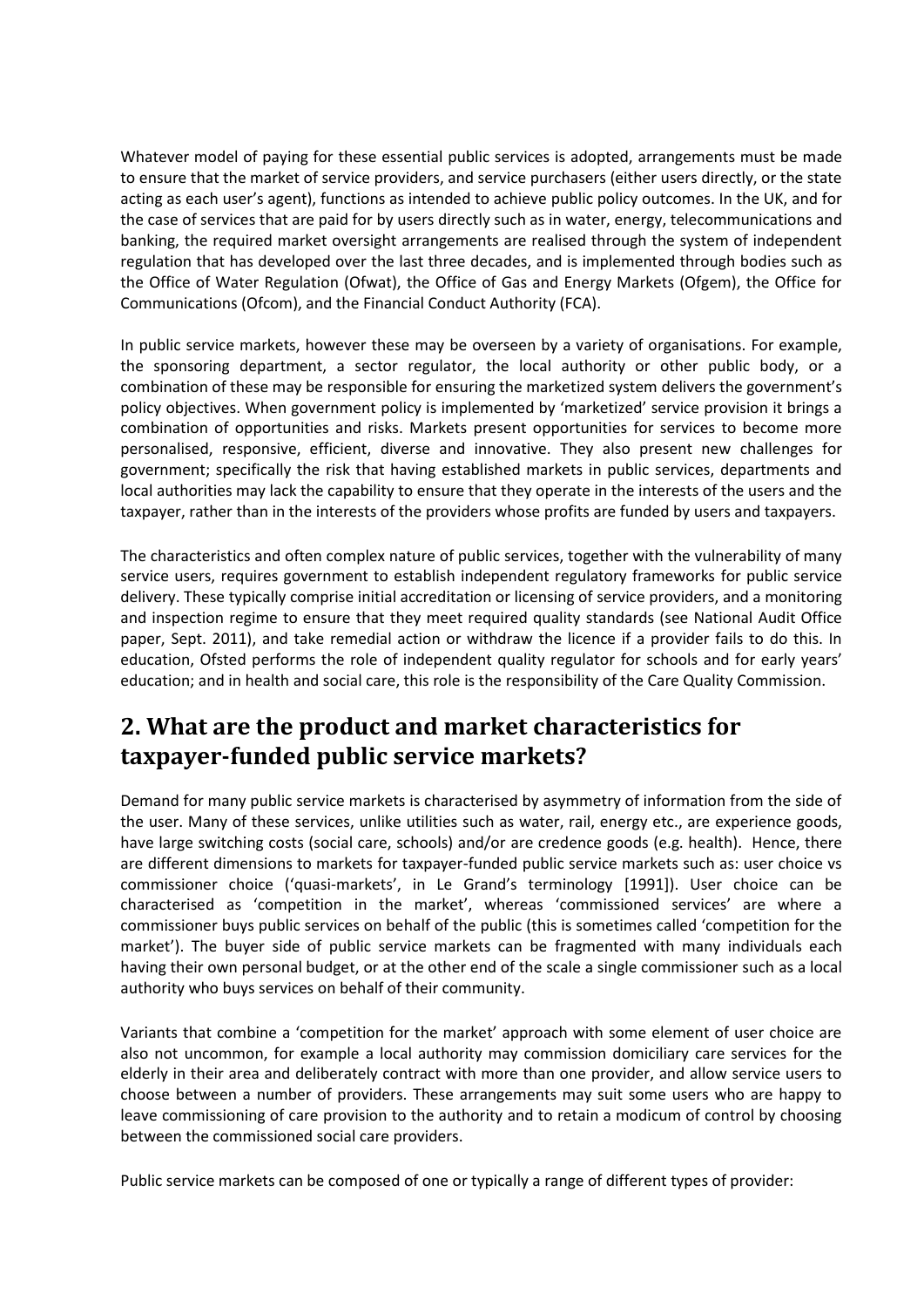Whatever model of paying for these essential public services is adopted, arrangements must be made to ensure that the market of service providers, and service purchasers (either users directly, or the state acting as each user's agent), functions as intended to achieve public policy outcomes. In the UK, and for the case of services that are paid for by users directly such as in water, energy, telecommunications and banking, the required market oversight arrangements are realised through the system of independent regulation that has developed over the last three decades, and is implemented through bodies such as the Office of Water Regulation (Ofwat), the Office of Gas and Energy Markets (Ofgem), the Office for Communications (Ofcom), and the Financial Conduct Authority (FCA).

In public service markets, however these may be overseen by a variety of organisations. For example, the sponsoring department, a sector regulator, the local authority or other public body, or a combination of these may be responsible for ensuring the marketized system delivers the government's policy objectives. When government policy is implemented by 'marketized' service provision it brings a combination of opportunities and risks. Markets present opportunities for services to become more personalised, responsive, efficient, diverse and innovative. They also present new challenges for government; specifically the risk that having established markets in public services, departments and local authorities may lack the capability to ensure that they operate in the interests of the users and the taxpayer, rather than in the interests of the providers whose profits are funded by users and taxpayers.

The characteristics and often complex nature of public services, together with the vulnerability of many service users, requires government to establish independent regulatory frameworks for public service delivery. These typically comprise initial accreditation or licensing of service providers, and a monitoring and inspection regime to ensure that they meet required quality standards (see National Audit Office paper, Sept. 2011), and take remedial action or withdraw the licence if a provider fails to do this. In education, Ofsted performs the role of independent quality regulator for schools and for early years' education; and in health and social care, this role is the responsibility of the Care Quality Commission.

## 2. What are the product and market characteristics for taxpayer-funded public service markets?

Demand for many public service markets is characterised by asymmetry of information from the side of the user. Many of these services, unlike utilities such as water, rail, energy etc., are experience goods, have large switching costs (social care, schools) and/or are credence goods (e.g. health). Hence, there are different dimensions to markets for taxpayer-funded public service markets such as: user choice vs commissioner choice ('quasi-markets', in Le Grand's terminology [1991]). User choice can be characterised as 'competition in the market', whereas 'commissioned services' are where a commissioner buys public services on behalf of the public (this is sometimes called 'competition for the market'). The buyer side of public service markets can be fragmented with many individuals each having their own personal budget, or at the other end of the scale a single commissioner such as a local authority who buys services on behalf of their community.

Variants that combine a 'competition for the market' approach with some element of user choice are also not uncommon, for example a local authority may commission domiciliary care services for the elderly in their area and deliberately contract with more than one provider, and allow service users to choose between a number of providers. These arrangements may suit some users who are happy to leave commissioning of care provision to the authority and to retain a modicum of control by choosing between the commissioned social care providers.

Public service markets can be composed of one or typically a range of different types of provider: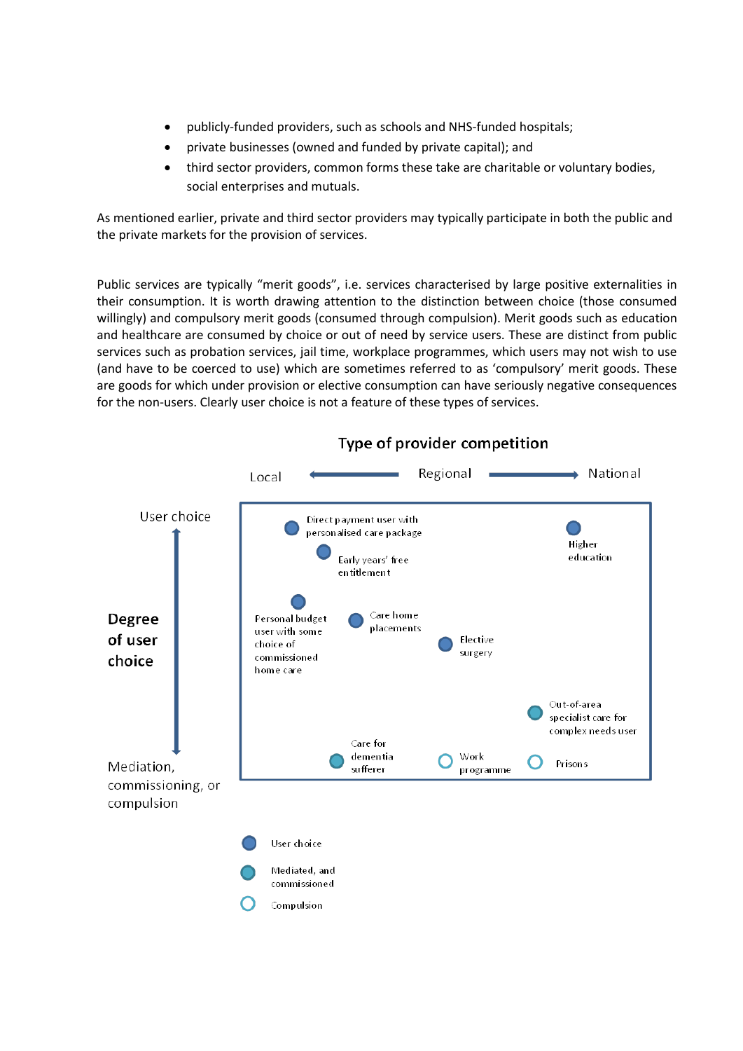- publicly-funded providers, such as schools and NHS-funded hospitals;
- private businesses (owned and funded by private capital); and
- third sector providers, common forms these take are charitable or voluntary bodies, social enterprises and mutuals.

As mentioned earlier, private and third sector providers may typically participate in both the public and the private markets for the provision of services.

Public services are typically "merit goods", i.e. services characterised by large positive externalities in their consumption. It is worth drawing attention to the distinction between choice (those consumed willingly) and compulsory merit goods (consumed through compulsion). Merit goods such as education and healthcare are consumed by choice or out of need by service users. These are distinct from public services such as probation services, jail time, workplace programmes, which users may not wish to use (and have to be coerced to use) which are sometimes referred to as 'compulsory' merit goods. These are goods for which under provision or elective consumption can have seriously negative consequences for the non-users. Clearly user choice is not a feature of these types of services.

**Type of provider competition**

Local ← Regional → National

**Degree of user choice**: User choice ↕ Mediation, commissioning, or compulsion

- Direct payment user with personalised care package
- Higher education
- Early years' free entitlement
- Personal budget user with some choice of commissioned home care
- Care home placements
- Elective surgery
- Out-of-area specialist care for complex needs user
- Care for dementia sufferer
- Work programme
- Prisons

Legend:

- User choice
- Mediated, and commissioned
- Compulsion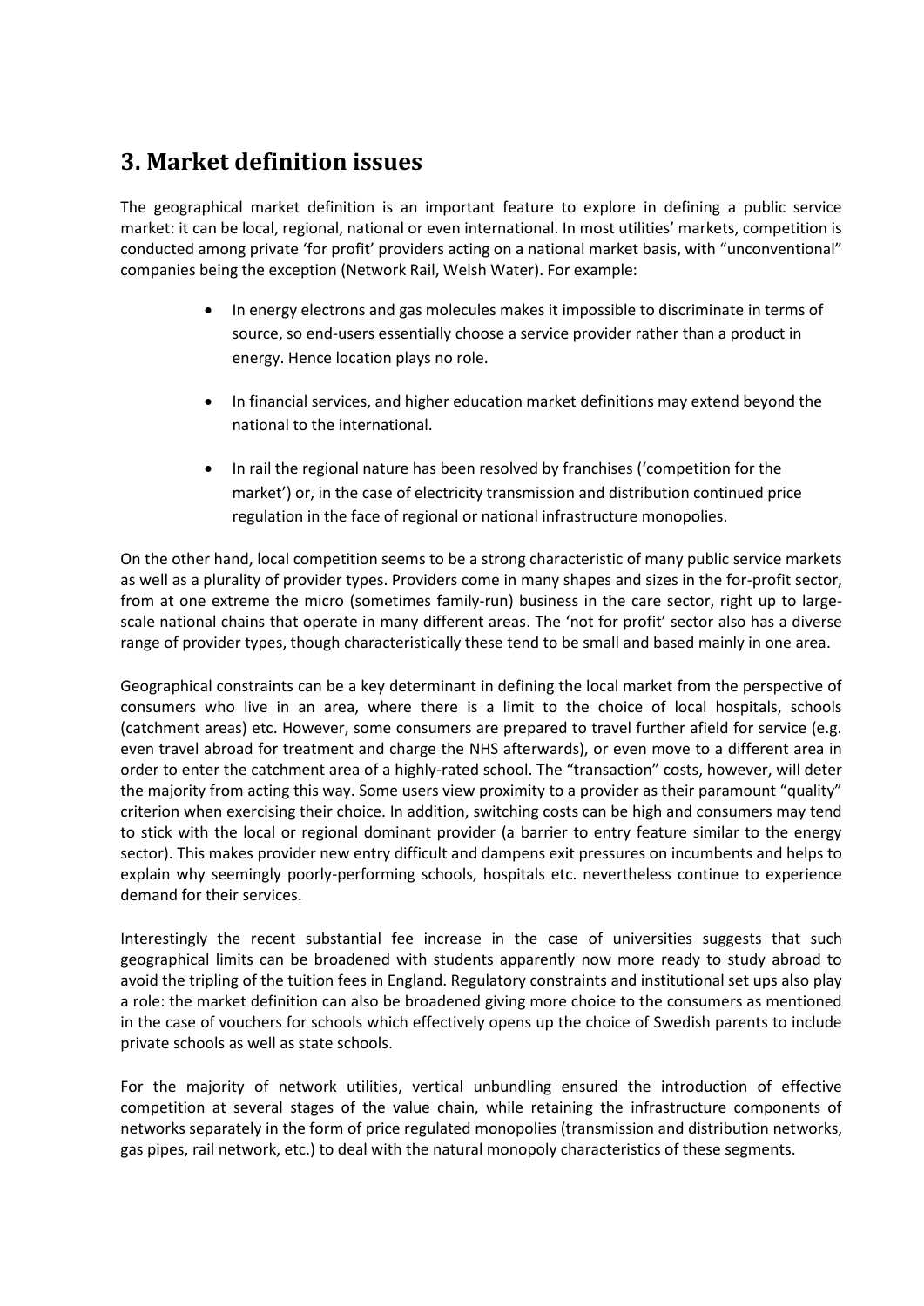## 3. Market definition issues

The geographical market definition is an important feature to explore in defining a public service market: it can be local, regional, national or even international. In most utilities' markets, competition is conducted among private 'for profit' providers acting on a national market basis, with "unconventional" companies being the exception (Network Rail, Welsh Water). For example:

- In energy electrons and gas molecules makes it impossible to discriminate in terms of source, so end-users essentially choose a service provider rather than a product in energy. Hence location plays no role.
- In financial services, and higher education market definitions may extend beyond the national to the international.
- In rail the regional nature has been resolved by franchises ('competition for the market') or, in the case of electricity transmission and distribution continued price regulation in the face of regional or national infrastructure monopolies.

On the other hand, local competition seems to be a strong characteristic of many public service markets as well as a plurality of provider types. Providers come in many shapes and sizes in the for-profit sector, from at one extreme the micro (sometimes family-run) business in the care sector, right up to large-scale national chains that operate in many different areas. The 'not for profit' sector also has a diverse range of provider types, though characteristically these tend to be small and based mainly in one area.

Geographical constraints can be a key determinant in defining the local market from the perspective of consumers who live in an area, where there is a limit to the choice of local hospitals, schools (catchment areas) etc. However, some consumers are prepared to travel further afield for service (e.g. even travel abroad for treatment and charge the NHS afterwards), or even move to a different area in order to enter the catchment area of a highly-rated school. The "transaction" costs, however, will deter the majority from acting this way. Some users view proximity to a provider as their paramount "quality" criterion when exercising their choice. In addition, switching costs can be high and consumers may tend to stick with the local or regional dominant provider (a barrier to entry feature similar to the energy sector). This makes provider new entry difficult and dampens exit pressures on incumbents and helps to explain why seemingly poorly-performing schools, hospitals etc. nevertheless continue to experience demand for their services.

Interestingly the recent substantial fee increase in the case of universities suggests that such geographical limits can be broadened with students apparently now more ready to study abroad to avoid the tripling of the tuition fees in England. Regulatory constraints and institutional set ups also play a role: the market definition can also be broadened giving more choice to the consumers as mentioned in the case of vouchers for schools which effectively opens up the choice of Swedish parents to include private schools as well as state schools.

For the majority of network utilities, vertical unbundling ensured the introduction of effective competition at several stages of the value chain, while retaining the infrastructure components of networks separately in the form of price regulated monopolies (transmission and distribution networks, gas pipes, rail network, etc.) to deal with the natural monopoly characteristics of these segments.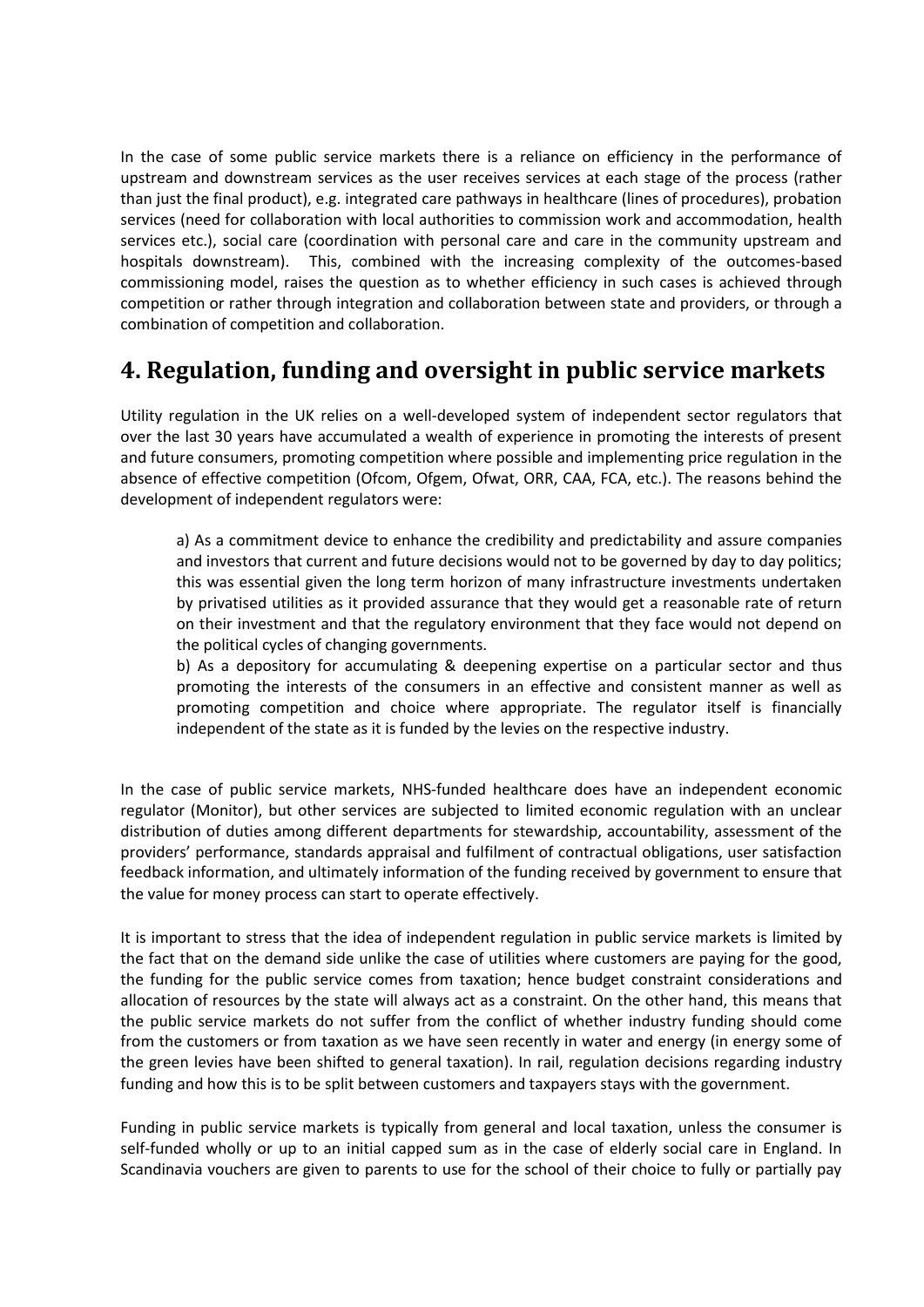In the case of some public service markets there is a reliance on efficiency in the performance of upstream and downstream services as the user receives services at each stage of the process (rather than just the final product), e.g. integrated care pathways in healthcare (lines of procedures), probation services (need for collaboration with local authorities to commission work and accommodation, health services etc.), social care (coordination with personal care and care in the community upstream and hospitals downstream). This, combined with the increasing complexity of the outcomes-based commissioning model, raises the question as to whether efficiency in such cases is achieved through competition or rather through integration and collaboration between state and providers, or through a combination of competition and collaboration.

## 4. Regulation, funding and oversight in public service markets

Utility regulation in the UK relies on a well-developed system of independent sector regulators that over the last 30 years have accumulated a wealth of experience in promoting the interests of present and future consumers, promoting competition where possible and implementing price regulation in the absence of effective competition (Ofcom, Ofgem, Ofwat, ORR, CAA, FCA, etc.). The reasons behind the development of independent regulators were:

> a) As a commitment device to enhance the credibility and predictability and assure companies and investors that current and future decisions would not to be governed by day to day politics; this was essential given the long term horizon of many infrastructure investments undertaken by privatised utilities as it provided assurance that they would get a reasonable rate of return on their investment and that the regulatory environment that they face would not depend on the political cycles of changing governments.
>
> b) As a depository for accumulating & deepening expertise on a particular sector and thus promoting the interests of the consumers in an effective and consistent manner as well as promoting competition and choice where appropriate. The regulator itself is financially independent of the state as it is funded by the levies on the respective industry.

In the case of public service markets, NHS-funded healthcare does have an independent economic regulator (Monitor), but other services are subjected to limited economic regulation with an unclear distribution of duties among different departments for stewardship, accountability, assessment of the providers' performance, standards appraisal and fulfilment of contractual obligations, user satisfaction feedback information, and ultimately information of the funding received by government to ensure that the value for money process can start to operate effectively.

It is important to stress that the idea of independent regulation in public service markets is limited by the fact that on the demand side unlike the case of utilities where customers are paying for the good, the funding for the public service comes from taxation; hence budget constraint considerations and allocation of resources by the state will always act as a constraint. On the other hand, this means that the public service markets do not suffer from the conflict of whether industry funding should come from the customers or from taxation as we have seen recently in water and energy (in energy some of the green levies have been shifted to general taxation). In rail, regulation decisions regarding industry funding and how this is to be split between customers and taxpayers stays with the government.

Funding in public service markets is typically from general and local taxation, unless the consumer is self-funded wholly or up to an initial capped sum as in the case of elderly social care in England. In Scandinavia vouchers are given to parents to use for the school of their choice to fully or partially pay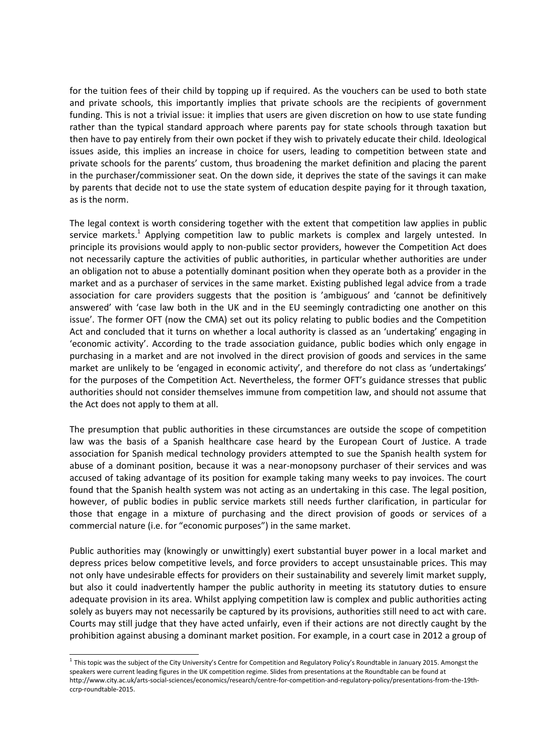for the tuition fees of their child by topping up if required. As the vouchers can be used to both state and private schools, this importantly implies that private schools are the recipients of government funding. This is not a trivial issue: it implies that users are given discretion on how to use state funding rather than the typical standard approach where parents pay for state schools through taxation but then have to pay entirely from their own pocket if they wish to privately educate their child. Ideological issues aside, this implies an increase in choice for users, leading to competition between state and private schools for the parents' custom, thus broadening the market definition and placing the parent in the purchaser/commissioner seat. On the down side, it deprives the state of the savings it can make by parents that decide not to use the state system of education despite paying for it through taxation, as is the norm.

The legal context is worth considering together with the extent that competition law applies in public service markets.[1] Applying competition law to public markets is complex and largely untested. In principle its provisions would apply to non-public sector providers, however the Competition Act does not necessarily capture the activities of public authorities, in particular whether authorities are under an obligation not to abuse a potentially dominant position when they operate both as a provider in the market and as a purchaser of services in the same market. Existing published legal advice from a trade association for care providers suggests that the position is 'ambiguous' and 'cannot be definitively answered' with 'case law both in the UK and in the EU seemingly contradicting one another on this issue'. The former OFT (now the CMA) set out its policy relating to public bodies and the Competition Act and concluded that it turns on whether a local authority is classed as an 'undertaking' engaging in 'economic activity'. According to the trade association guidance, public bodies which only engage in purchasing in a market and are not involved in the direct provision of goods and services in the same market are unlikely to be 'engaged in economic activity', and therefore do not class as 'undertakings' for the purposes of the Competition Act. Nevertheless, the former OFT's guidance stresses that public authorities should not consider themselves immune from competition law, and should not assume that the Act does not apply to them at all.

The presumption that public authorities in these circumstances are outside the scope of competition law was the basis of a Spanish healthcare case heard by the European Court of Justice. A trade association for Spanish medical technology providers attempted to sue the Spanish health system for abuse of a dominant position, because it was a near-monopsony purchaser of their services and was accused of taking advantage of its position for example taking many weeks to pay invoices. The court found that the Spanish health system was not acting as an undertaking in this case. The legal position, however, of public bodies in public service markets still needs further clarification, in particular for those that engage in a mixture of purchasing and the direct provision of goods or services of a commercial nature (i.e. for "economic purposes") in the same market.

Public authorities may (knowingly or unwittingly) exert substantial buyer power in a local market and depress prices below competitive levels, and force providers to accept unsustainable prices. This may not only have undesirable effects for providers on their sustainability and severely limit market supply, but also it could inadvertently hamper the public authority in meeting its statutory duties to ensure adequate provision in its area. Whilst applying competition law is complex and public authorities acting solely as buyers may not necessarily be captured by its provisions, authorities still need to act with care. Courts may still judge that they have acted unfairly, even if their actions are not directly caught by the prohibition against abusing a dominant market position. For example, in a court case in 2012 a group of

[1] This topic was the subject of the City University's Centre for Competition and Regulatory Policy's Roundtable in January 2015. Amongst the speakers were current leading figures in the UK competition regime. Slides from presentations at the Roundtable can be found at http://www.city.ac.uk/arts-social-sciences/economics/research/centre-for-competition-and-regulatory-policy/presentations-from-the-19th-ccrp-roundtable-2015.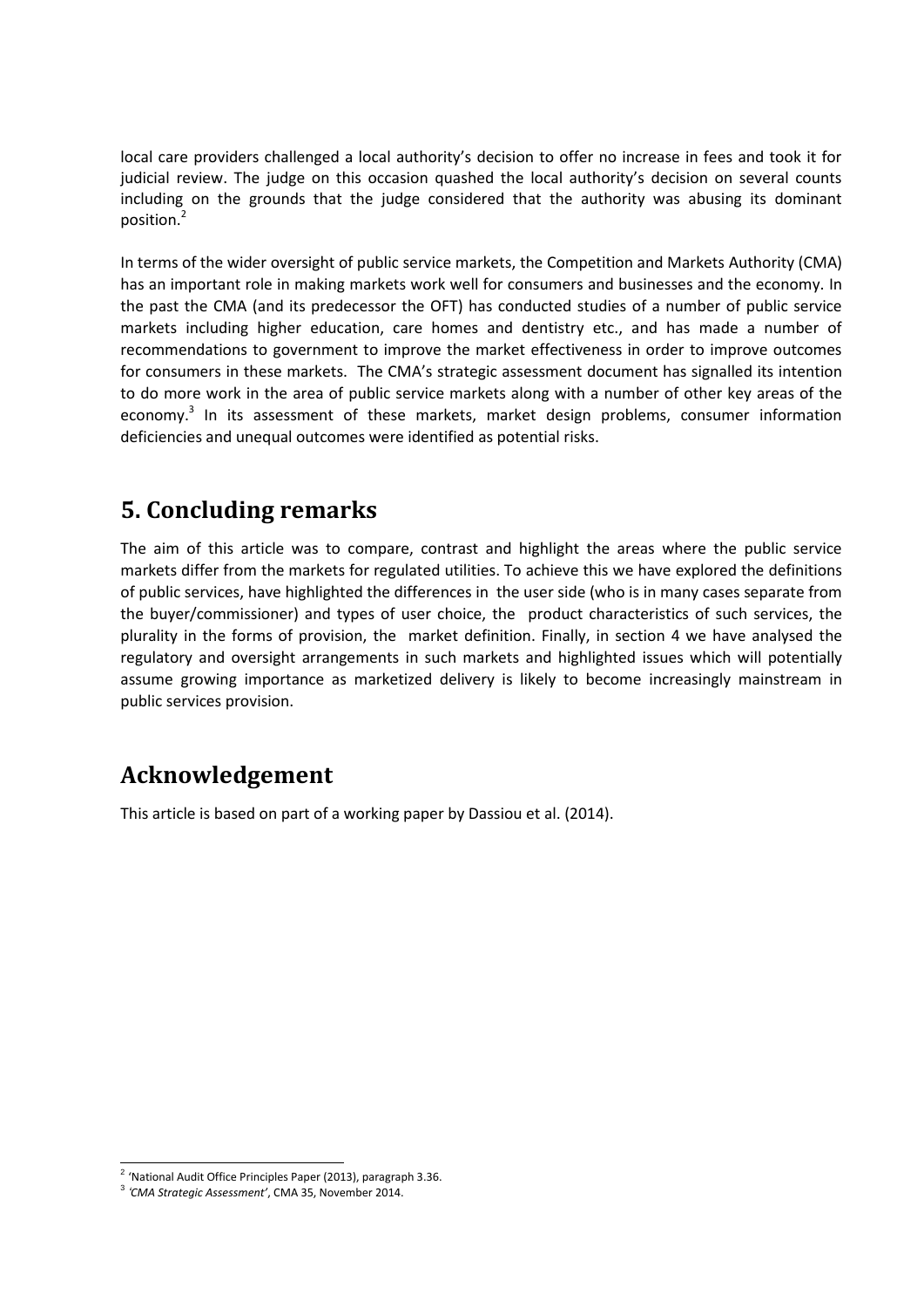local care providers challenged a local authority's decision to offer no increase in fees and took it for judicial review. The judge on this occasion quashed the local authority's decision on several counts including on the grounds that the judge considered that the authority was abusing its dominant position.[2]

In terms of the wider oversight of public service markets, the Competition and Markets Authority (CMA) has an important role in making markets work well for consumers and businesses and the economy. In the past the CMA (and its predecessor the OFT) has conducted studies of a number of public service markets including higher education, care homes and dentistry etc., and has made a number of recommendations to government to improve the market effectiveness in order to improve outcomes for consumers in these markets. The CMA's strategic assessment document has signalled its intention to do more work in the area of public service markets along with a number of other key areas of the economy.[3] In its assessment of these markets, market design problems, consumer information deficiencies and unequal outcomes were identified as potential risks.

## 5. Concluding remarks

The aim of this article was to compare, contrast and highlight the areas where the public service markets differ from the markets for regulated utilities. To achieve this we have explored the definitions of public services, have highlighted the differences in the user side (who is in many cases separate from the buyer/commissioner) and types of user choice, the product characteristics of such services, the plurality in the forms of provision, the market definition. Finally, in section 4 we have analysed the regulatory and oversight arrangements in such markets and highlighted issues which will potentially assume growing importance as marketized delivery is likely to become increasingly mainstream in public services provision.

## Acknowledgement

This article is based on part of a working paper by Dassiou et al. (2014).

---

[2] 'National Audit Office Principles Paper (2013), paragraph 3.36.

[3] '*CMA Strategic Assessment*', CMA 35, November 2014.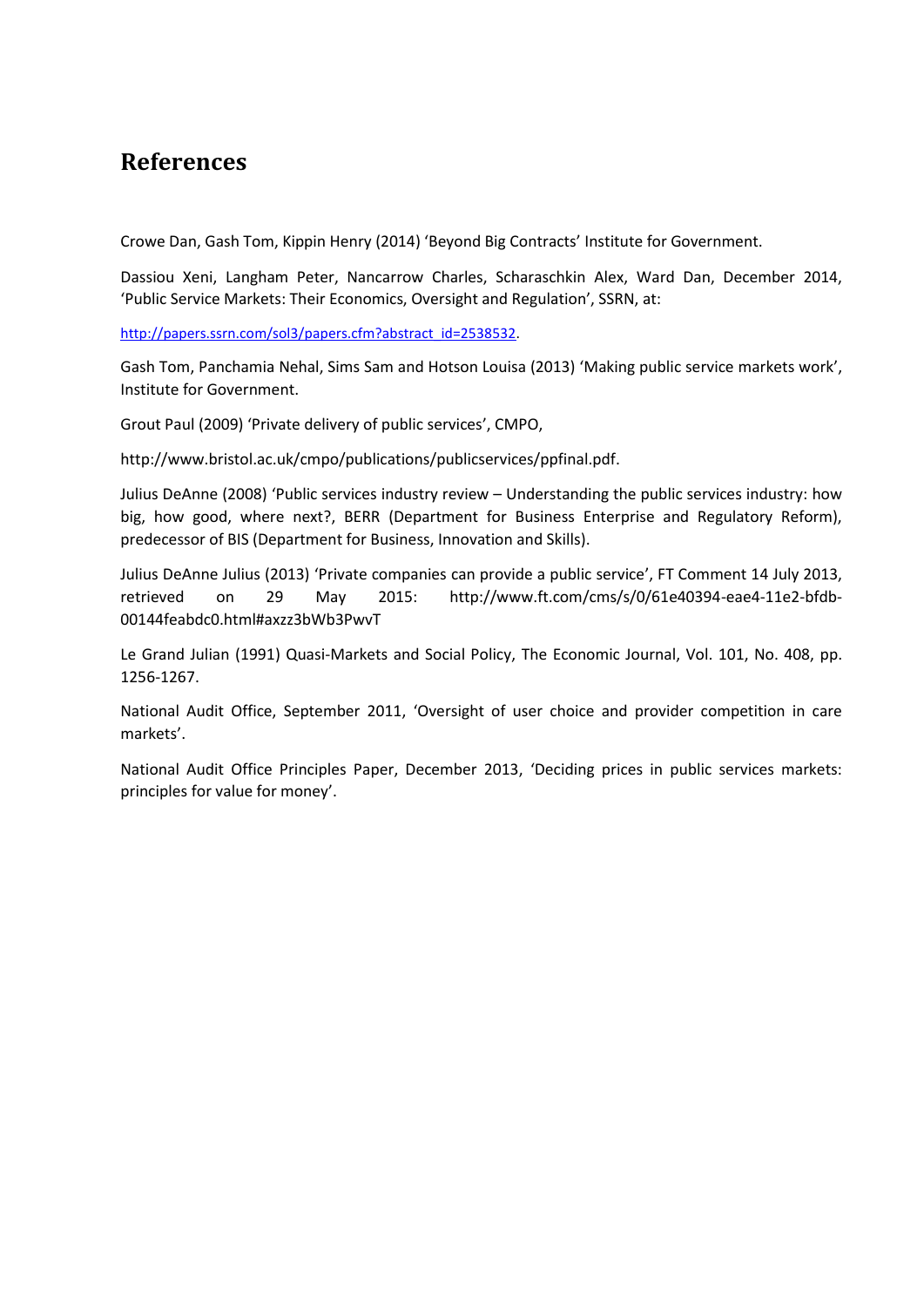## References

Crowe Dan, Gash Tom, Kippin Henry (2014) 'Beyond Big Contracts' Institute for Government.

Dassiou Xeni, Langham Peter, Nancarrow Charles, Scharaschkin Alex, Ward Dan, December 2014, 'Public Service Markets: Their Economics, Oversight and Regulation', SSRN, at:

http://papers.ssrn.com/sol3/papers.cfm?abstract_id=2538532.

Gash Tom, Panchamia Nehal, Sims Sam and Hotson Louisa (2013) 'Making public service markets work', Institute for Government.

Grout Paul (2009) 'Private delivery of public services', CMPO,

http://www.bristol.ac.uk/cmpo/publications/publicservices/ppfinal.pdf.

Julius DeAnne (2008) 'Public services industry review – Understanding the public services industry: how big, how good, where next?, BERR (Department for Business Enterprise and Regulatory Reform), predecessor of BIS (Department for Business, Innovation and Skills).

Julius DeAnne Julius (2013) 'Private companies can provide a public service', FT Comment 14 July 2013, retrieved on 29 May 2015: http://www.ft.com/cms/s/0/61e40394-eae4-11e2-bfdb-00144feabdc0.html#axzz3bWb3PwvT

Le Grand Julian (1991) Quasi-Markets and Social Policy, The Economic Journal, Vol. 101, No. 408, pp. 1256-1267.

National Audit Office, September 2011, 'Oversight of user choice and provider competition in care markets'.

National Audit Office Principles Paper, December 2013, 'Deciding prices in public services markets: principles for value for money'.